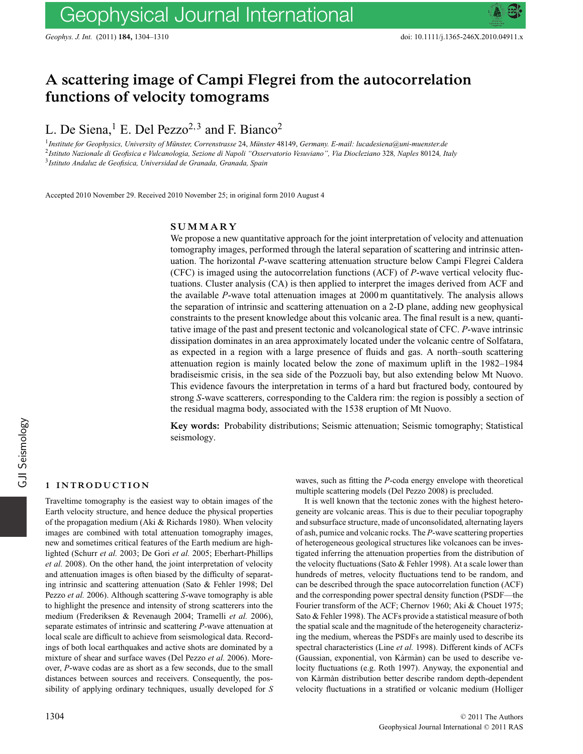# A scattering image of Campi Flegrei from the autocorrelation functions of velocity tomograms

L. De Siena,[1] E. Del Pezzo[2,3] and F. Bianco[2]

[1] *Institute for Geophysics, University of Münster, Correnstrasse 24, Münster 48149, Germany. E-mail: lucadesiena@uni-muenster.de*
[2] *Istituto Nazionale di Geofisica e Vulcanologia, Sezione di Napoli "Osservatorio Vesuviano", Via Diocleziano 328, Naples 80124, Italy*
[3] *Istituto Andaluz de Geofisica, Universidad de Granada, Granada, Spain*

Accepted 2010 November 29. Received 2010 November 25; in original form 2010 August 4

## SUMMARY

We propose a new quantitative approach for the joint interpretation of velocity and attenuation tomography images, performed through the lateral separation of scattering and intrinsic attenuation. The horizontal *P*-wave scattering attenuation structure below Campi Flegrei Caldera (CFC) is imaged using the autocorrelation functions (ACF) of *P*-wave vertical velocity fluctuations. Cluster analysis (CA) is then applied to interpret the images derived from ACF and the available *P*-wave total attenuation images at 2000 m quantitatively. The analysis allows the separation of intrinsic and scattering attenuation on a 2-D plane, adding new geophysical constraints to the present knowledge about this volcanic area. The final result is a new, quantitative image of the past and present tectonic and volcanological state of CFC. *P*-wave intrinsic dissipation dominates in an area approximately located under the volcanic centre of Solfatara, as expected in a region with a large presence of fluids and gas. A north–south scattering attenuation region is mainly located below the zone of maximum uplift in the 1982–1984 bradiseismic crisis, in the sea side of the Pozzuoli bay, but also extending below Mt Nuovo. This evidence favours the interpretation in terms of a hard but fractured body, contoured by strong *S*-wave scatterers, corresponding to the Caldera rim: the region is possibly a section of the residual magma body, associated with the 1538 eruption of Mt Nuovo.

**Key words:** Probability distributions; Seismic attenuation; Seismic tomography; Statistical seismology.

## 1 INTRODUCTION

Traveltime tomography is the easiest way to obtain images of the Earth velocity structure, and hence deduce the physical properties of the propagation medium (Aki & Richards 1980). When velocity images are combined with total attenuation tomography images, new and sometimes critical features of the Earth medium are highlighted (Schurr *et al.* 2003; De Gori *et al.* 2005; Eberhart-Phillips *et al.* 2008). On the other hand, the joint interpretation of velocity and attenuation images is often biased by the difficulty of separating intrinsic and scattering attenuation (Sato & Fehler 1998; Del Pezzo *et al.* 2006). Although scattering *S*-wave tomography is able to highlight the presence and intensity of strong scatterers into the medium (Frederiksen & Revenaugh 2004; Tramelli *et al.* 2006), separate estimates of intrinsic and scattering *P*-wave attenuation at local scale are difficult to achieve from seismological data. Recordings of both local earthquakes and active shots are dominated by a mixture of shear and surface waves (Del Pezzo *et al.* 2006). Moreover, *P*-wave codas are as short as a few seconds, due to the small distances between sources and receivers. Consequently, the possibility of applying ordinary techniques, usually developed for *S* waves, such as fitting the *P*-coda energy envelope with theoretical multiple scattering models (Del Pezzo 2008) is precluded.

It is well known that the tectonic zones with the highest heterogeneity are volcanic areas. This is due to their peculiar topography and subsurface structure, made of unconsolidated, alternating layers of ash, pumice and volcanic rocks. The *P*-wave scattering properties of heterogeneous geological structures like volcanoes can be investigated inferring the attenuation properties from the distribution of the velocity fluctuations (Sato & Fehler 1998). At a scale lower than hundreds of metres, velocity fluctuations tend to be random, and can be described through the space autocorrelation function (ACF) and the corresponding power spectral density function (PSDF—the Fourier transform of the ACF; Chernov 1960; Aki & Chouet 1975; Sato & Fehler 1998). The ACFs provide a statistical measure of both the spatial scale and the magnitude of the heterogeneity characterizing the medium, whereas the PSDFs are mainly used to describe its spectral characteristics (Line *et al.* 1998). Different kinds of ACFs (Gaussian, exponential, von Kàrmàn) can be used to describe velocity fluctuations (e.g. Roth 1997). Anyway, the exponential and von Kàrmàn distribution better describe random depth-dependent velocity fluctuations in a stratified or volcanic medium (Holliger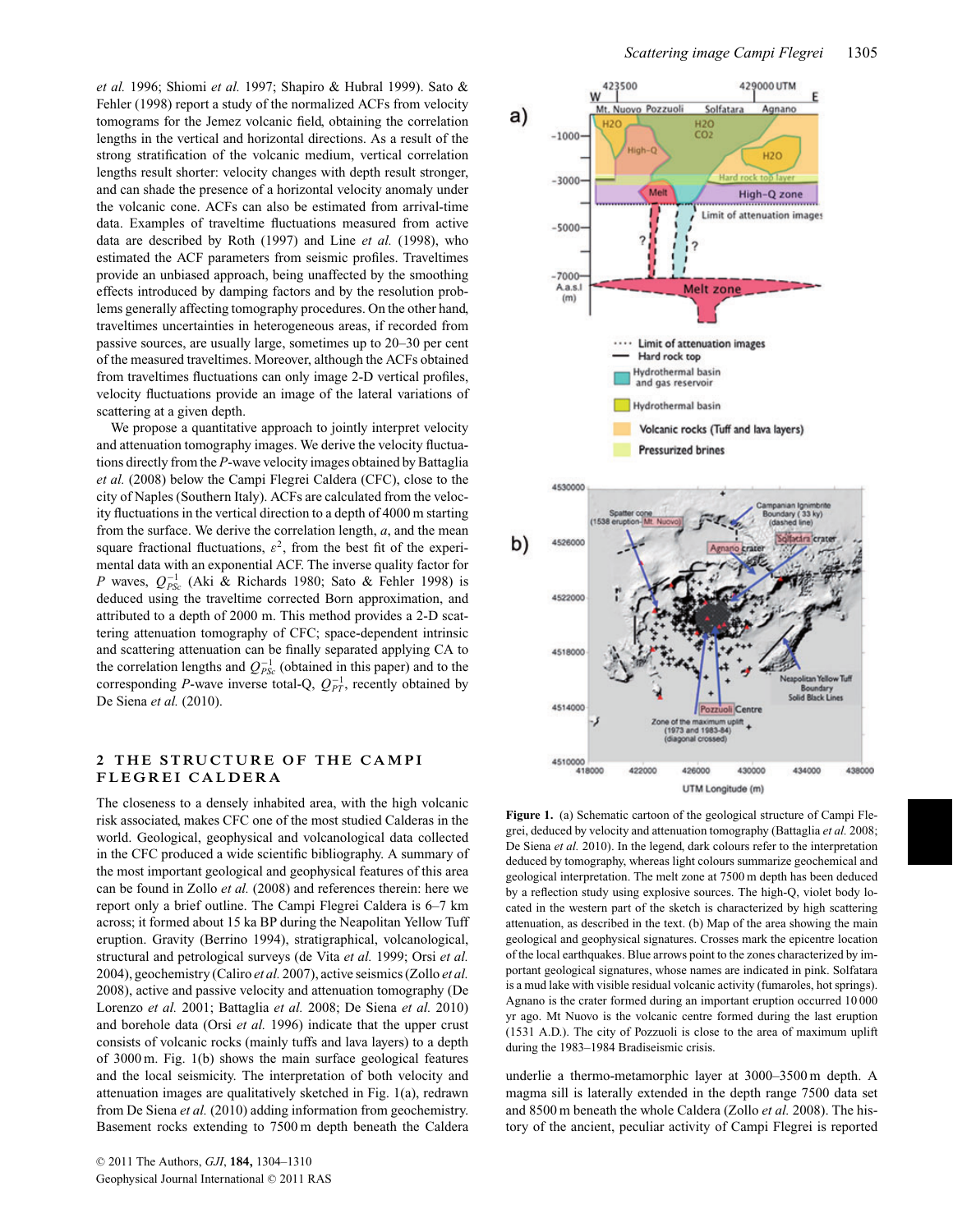*et al.* 1996; Shiomi *et al.* 1997; Shapiro & Hubral 1999). Sato & Fehler (1998) report a study of the normalized ACFs from velocity tomograms for the Jemez volcanic field, obtaining the correlation lengths in the vertical and horizontal directions. As a result of the strong stratification of the volcanic medium, vertical correlation lengths result shorter: velocity changes with depth result stronger, and can shade the presence of a horizontal velocity anomaly under the volcanic cone. ACFs can also be estimated from arrival-time data. Examples of traveltime fluctuations measured from active data are described by Roth (1997) and Line *et al.* (1998), who estimated the ACF parameters from seismic profiles. Traveltimes provide an unbiased approach, being unaffected by the smoothing effects introduced by damping factors and by the resolution problems generally affecting tomography procedures. On the other hand, traveltimes uncertainties in heterogeneous areas, if recorded from passive sources, are usually large, sometimes up to 20–30 per cent of the measured traveltimes. Moreover, although the ACFs obtained from traveltimes fluctuations can only image 2-D vertical profiles, velocity fluctuations provide an image of the lateral variations of scattering at a given depth.

We propose a quantitative approach to jointly interpret velocity and attenuation tomography images. We derive the velocity fluctuations directly from the *P*-wave velocity images obtained by Battaglia *et al.* (2008) below the Campi Flegrei Caldera (CFC), close to the city of Naples (Southern Italy). ACFs are calculated from the velocity fluctuations in the vertical direction to a depth of 4000 m starting from the surface. We derive the correlation length, $a$, and the mean square fractional fluctuations, $\varepsilon^2$, from the best fit of the experimental data with an exponential ACF. The inverse quality factor for *P* waves, $Q_{PSc}^{-1}$ (Aki & Richards 1980; Sato & Fehler 1998) is deduced using the traveltime corrected Born approximation, and attributed to a depth of 2000 m. This method provides a 2-D scattering attenuation tomography of CFC; space-dependent intrinsic and scattering attenuation can be finally separated applying CA to the correlation lengths and $Q_{PSc}^{-1}$ (obtained in this paper) and to the corresponding *P*-wave inverse total-Q, $Q_{PT}^{-1}$, recently obtained by De Siena *et al.* (2010).

## 2 THE STRUCTURE OF THE CAMPI FLEGREI CALDERA

The closeness to a densely inhabited area, with the high volcanic risk associated, makes CFC one of the most studied Calderas in the world. Geological, geophysical and volcanological data collected in the CFC produced a wide scientific bibliography. A summary of the most important geological and geophysical features of this area can be found in Zollo *et al.* (2008) and references therein: here we report only a brief outline. The Campi Flegrei Caldera is 6–7 km across; it formed about 15 ka BP during the Neapolitan Yellow Tuff eruption. Gravity (Berrino 1994), stratigraphical, volcanological, structural and petrological surveys (de Vita *et al.* 1999; Orsi *et al.* 2004), geochemistry (Caliro *et al.* 2007), active seismics (Zollo *et al.* 2008), active and passive velocity and attenuation tomography (De Lorenzo *et al.* 2001; Battaglia *et al.* 2008; De Siena *et al.* 2010) and borehole data (Orsi *et al.* 1996) indicate that the upper crust consists of volcanic rocks (mainly tuffs and lava layers) to a depth of 3000 m. Fig. 1(b) shows the main surface geological features and the local seismicity. The interpretation of both velocity and attenuation images are qualitatively sketched in Fig. 1(a), redrawn from De Siena *et al.* (2010) adding information from geochemistry. Basement rocks extending to 7500 m depth beneath the Caldera underlie a thermo-metamorphic layer at 3000–3500 m depth. A magma sill is laterally extended in the depth range 7500 data set and 8500 m beneath the whole Caldera (Zollo *et al.* 2008). The history of the ancient, peculiar activity of Campi Flegrei is reported

**Figure 1.** (a) Schematic cartoon of the geological structure of Campi Flegrei, deduced by velocity and attenuation tomography (Battaglia *et al.* 2008; De Siena *et al.* 2010). In the legend, dark colours refer to the interpretation deduced by tomography, whereas light colours summarize geochemical and geological interpretation. The melt zone at 7500 m depth has been deduced by a reflection study using explosive sources. The high-Q, violet body located in the western part of the sketch is characterized by high scattering attenuation, as described in the text. (b) Map of the area showing the main geological and geophysical signatures. Crosses mark the epicentre location of the local earthquakes. Blue arrows point to the zones characterized by important geological signatures, whose names are indicated in pink. Solfatara is a mud lake with visible residual volcanic activity (fumaroles, hot springs). Agnano is the crater formed during an important eruption occurred 10 000 yr ago. Mt Nuovo is the volcanic centre formed during the last eruption (1531 A.D.). The city of Pozzuoli is close to the area of maximum uplift during the 1983–1984 Bradiseismic crisis.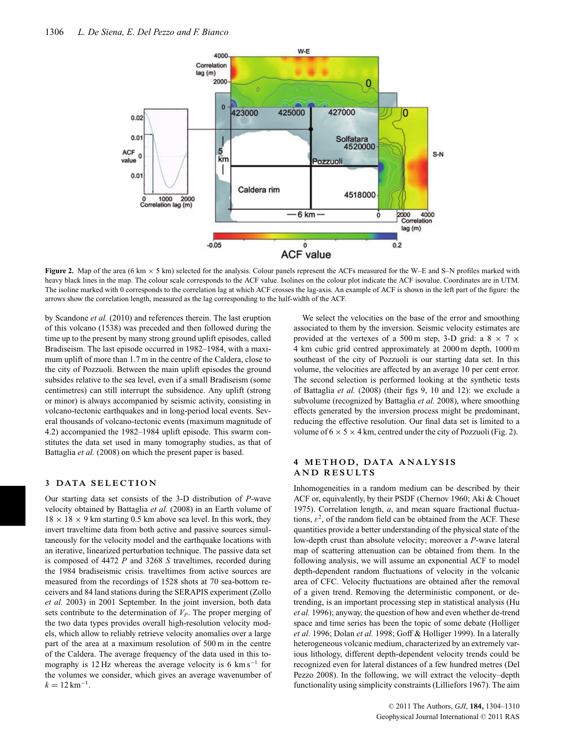**Figure 2.** Map of the area (6 km × 5 km) selected for the analysis. Colour panels represent the ACFs measured for the W–E and S–N profiles marked with heavy black lines in the map. The colour scale corresponds to the ACF value. Isolines on the colour plot indicate the ACF isovalue. Coordinates are in UTM. The isoline marked with 0 corresponds to the correlation lag at which ACF crosses the lag-axis. An example of ACF is shown in the left part of the figure: the arrows show the correlation length, measured as the lag corresponding to the half-width of the ACF.

by Scandone *et al.* (2010) and references therein. The last eruption of this volcano (1538) was preceded and then followed during the time up to the present by many strong ground uplift episodes, called Bradiseism. The last episode occurred in 1982–1984, with a maximum uplift of more than 1.7 m in the centre of the Caldera, close to the city of Pozzuoli. Between the main uplift episodes the ground subsides relative to the sea level, even if a small Bradiseism (some centimetres) can still interrupt the subsidence. Any uplift (strong or minor) is always accompanied by seismic activity, consisting in volcano-tectonic earthquakes and in long-period local events. Several thousands of volcano-tectonic events (maximum magnitude of 4.2) accompanied the 1982–1984 uplift episode. This swarm constitutes the data set used in many tomography studies, as that of Battaglia *et al.* (2008) on which the present paper is based.

## 3 DATA SELECTION

Our starting data set consists of the 3-D distribution of *P*-wave velocity obtained by Battaglia *et al.* (2008) in an Earth volume of 18 × 18 × 9 km starting 0.5 km above sea level. In this work, they invert traveltime data from both active and passive sources simultaneously for the velocity model and the earthquake locations with an iterative, linearized perturbation technique. The passive data set is composed of 4472 *P* and 3268 *S* traveltimes, recorded during the 1984 bradiseismic crisis. traveltimes from active sources are measured from the recordings of 1528 shots at 70 sea-bottom receivers and 84 land stations during the SERAPIS experiment (Zollo *et al.* 2003) in 2001 September. In the joint inversion, both data sets contribute to the determination of $V_P$. The proper merging of the two data types provides overall high-resolution velocity models, which allow to reliably retrieve velocity anomalies over a large part of the area at a maximum resolution of 500 m in the centre of the Caldera. The average frequency of the data used in this tomography is 12 Hz whereas the average velocity is 6 km s$^{-1}$ for the volumes we consider, which gives an average wavenumber of $k = 12\,\mathrm{km}^{-1}$.

We select the velocities on the base of the error and smoothing associated to them by the inversion. Seismic velocity estimates are provided at the vertexes of a 500 m step, 3-D grid: a 8 × 7 × 4 km cubic grid centred approximately at 2000 m depth, 1000 m southeast of the city of Pozzuoli is our starting data set. In this volume, the velocities are affected by an average 10 per cent error. The second selection is performed looking at the synthetic tests of Battaglia *et al.* (2008) (their figs 9, 10 and 12): we exclude a subvolume (recognized by Battaglia *et al.* 2008), where smoothing effects generated by the inversion process might be predominant, reducing the effective resolution. Our final data set is limited to a volume of 6 × 5 × 4 km, centred under the city of Pozzuoli (Fig. 2).

## 4 METHOD, DATA ANALYSIS AND RESULTS

Inhomogeneities in a random medium can be described by their ACF or, equivalently, by their PSDF (Chernov 1960; Aki & Chouet 1975). Correlation length, $a$, and mean square fractional fluctuations, $\varepsilon^2$, of the random field can be obtained from the ACF. These quantities provide a better understanding of the physical state of the low-depth crust than absolute velocity; moreover a *P*-wave lateral map of scattering attenuation can be obtained from them. In the following analysis, we will assume an exponential ACF to model depth-dependent random fluctuations of velocity in the volcanic area of CFC. Velocity fluctuations are obtained after the removal of a given trend. Removing the deterministic component, or de-trending, is an important processing step in statistical analysis (Hu *et al.* 1996); anyway, the question of how and even whether de-trend space and time series has been the topic of some debate (Holliger *et al.* 1996; Dolan *et al.* 1998; Goff & Holliger 1999). In a laterally heterogeneous volcanic medium, characterized by an extremely various lithology, different depth-dependent velocity trends could be recognized even for lateral distances of a few hundred metres (Del Pezzo 2008). In the following, we will extract the velocity–depth functionality using simplicity constraints (Lilliefors 1967). The aim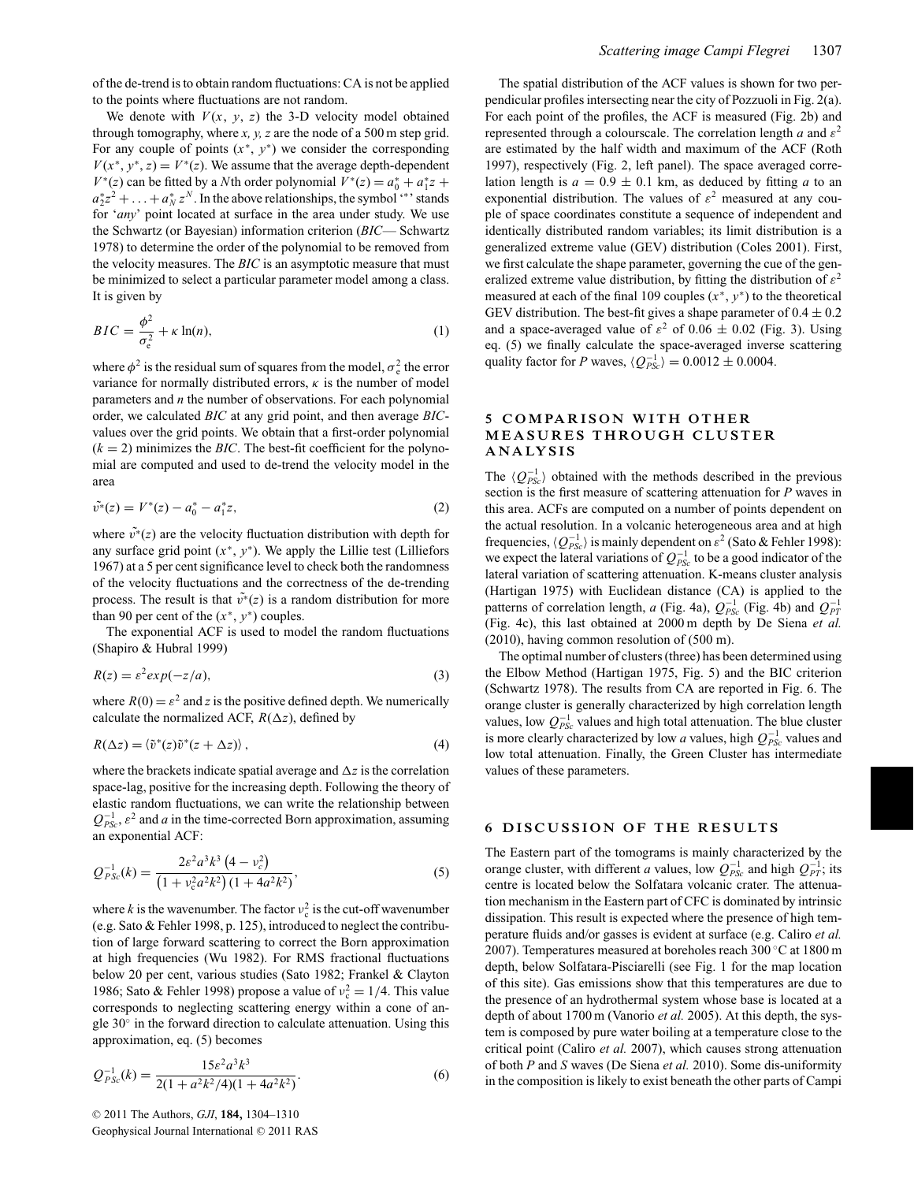of the de-trend is to obtain random fluctuations: CA is not be applied to the points where fluctuations are not random.

We denote with $V(x, y, z)$ the 3-D velocity model obtained through tomography, where $x, y, z$ are the node of a 500 m step grid. For any couple of points $(x^*, y^*)$ we consider the corresponding $V(x^*, y^*, z) = V^*(z)$. We assume that the average depth-dependent $V^*(z)$ can be fitted by a $N$th order polynomial $V^*(z) = a_0^* + a_1^* z + a_2^* z^2 + \ldots + a_N^* z^N$. In the above relationships, the symbol '*' stands for '*any*' point located at surface in the area under study. We use the Schwartz (or Bayesian) information criterion (*BIC*— Schwartz 1978) to determine the order of the polynomial to be removed from the velocity measures. The *BIC* is an asymptotic measure that must be minimized to select a particular parameter model among a class. It is given by

$$BIC = \frac{\phi^2}{\sigma_e^2} + \kappa \ln(n), \tag{1}$$

where $\phi^2$ is the residual sum of squares from the model, $\sigma_e^2$ the error variance for normally distributed errors, $\kappa$ is the number of model parameters and $n$ the number of observations. For each polynomial order, we calculated *BIC* at any grid point, and then average *BIC*-values over the grid points. We obtain that a first-order polynomial ($k = 2$) minimizes the *BIC*. The best-fit coefficient for the polynomial are computed and used to de-trend the velocity model in the area

$$\tilde{v^*}(z) = V^*(z) - a_0^* - a_1^* z, \tag{2}$$

where $\tilde{v^*}(z)$ are the velocity fluctuation distribution with depth for any surface grid point $(x^*, y^*)$. We apply the Lillie test (Lilliefors 1967) at a 5 per cent significance level to check both the randomness of the velocity fluctuations and the correctness of the de-trending process. The result is that $\tilde{v^*}(z)$ is a random distribution for more than 90 per cent of the $(x^*, y^*)$ couples.

The exponential ACF is used to model the random fluctuations (Shapiro & Hubral 1999)

$$R(z) = \varepsilon^2 exp(-z/a), \tag{3}$$

where $R(0) = \varepsilon^2$ and $z$ is the positive defined depth. We numerically calculate the normalized ACF, $R(\Delta z)$, defined by

$$R(\Delta z) = \langle \tilde{v}^*(z) \tilde{v}^*(z + \Delta z) \rangle, \tag{4}$$

where the brackets indicate spatial average and $\Delta z$ is the correlation space-lag, positive for the increasing depth. Following the theory of elastic random fluctuations, we can write the relationship between $Q_{PSc}^{-1}$, $\varepsilon^2$ and $a$ in the time-corrected Born approximation, assuming an exponential ACF:

$$Q_{PSc}^{-1}(k) = \frac{2\varepsilon^2 a^3 k^3 \left(4 - \nu_c^2\right)}{\left(1 + \nu_c^2 a^2 k^2\right)\left(1 + 4a^2 k^2\right)}, \tag{5}$$

where $k$ is the wavenumber. The factor $\nu_c^2$ is the cut-off wavenumber (e.g. Sato & Fehler 1998, p. 125), introduced to neglect the contribution of large forward scattering to correct the Born approximation at high frequencies (Wu 1982). For RMS fractional fluctuations below 20 per cent, various studies (Sato 1982; Frankel & Clayton 1986; Sato & Fehler 1998) propose a value of $\nu_c^2 = 1/4$. This value corresponds to neglecting scattering energy within a cone of angle 30° in the forward direction to calculate attenuation. Using this approximation, eq. (5) becomes

$$Q_{PSc}^{-1}(k) = \frac{15\varepsilon^2 a^3 k^3}{2(1 + a^2 k^2/4)(1 + 4a^2 k^2)}. \tag{6}$$

The spatial distribution of the ACF values is shown for two perpendicular profiles intersecting near the city of Pozzuoli in Fig. 2(a). For each point of the profiles, the ACF is measured (Fig. 2b) and represented through a colourscale. The correlation length $a$ and $\varepsilon^2$ are estimated by the half width and maximum of the ACF (Roth 1997), respectively (Fig. 2, left panel). The space averaged correlation length is $a = 0.9 \pm 0.1$ km, as deduced by fitting $a$ to an exponential distribution. The values of $\varepsilon^2$ measured at any couple of space coordinates constitute a sequence of independent and identically distributed random variables; its limit distribution is a generalized extreme value (GEV) distribution (Coles 2001). First, we first calculate the shape parameter, governing the cue of the generalized extreme value distribution, by fitting the distribution of $\varepsilon^2$ measured at each of the final 109 couples $(x^*, y^*)$ to the theoretical GEV distribution. The best-fit gives a shape parameter of $0.4 \pm 0.2$ and a space-averaged value of $\varepsilon^2$ of $0.06 \pm 0.02$ (Fig. 3). Using eq. (5) we finally calculate the space-averaged inverse scattering quality factor for $P$ waves, $\langle Q_{PSc}^{-1} \rangle = 0.0012 \pm 0.0004$.

## 5 COMPARISON WITH OTHER MEASURES THROUGH CLUSTER ANALYSIS

The $\langle Q_{PSc}^{-1} \rangle$ obtained with the methods described in the previous section is the first measure of scattering attenuation for $P$ waves in this area. ACFs are computed on a number of points dependent on the actual resolution. In a volcanic heterogeneous area and at high frequencies, $\langle Q_{PSc}^{-1} \rangle$ is mainly dependent on $\varepsilon^2$ (Sato & Fehler 1998): we expect the lateral variations of $Q_{PSc}^{-1}$ to be a good indicator of the lateral variation of scattering attenuation. K-means cluster analysis (Hartigan 1975) with Euclidean distance (CA) is applied to the patterns of correlation length, $a$ (Fig. 4a), $Q_{PSc}^{-1}$ (Fig. 4b) and $Q_{PT}^{-1}$ (Fig. 4c), this last obtained at 2000 m depth by De Siena *et al.* (2010), having common resolution of (500 m).

The optimal number of clusters (three) has been determined using the Elbow Method (Hartigan 1975, Fig. 5) and the BIC criterion (Schwartz 1978). The results from CA are reported in Fig. 6. The orange cluster is generally characterized by high correlation length values, low $Q_{PSc}^{-1}$ values and high total attenuation. The blue cluster is more clearly characterized by low $a$ values, high $Q_{PSc}^{-1}$ values and low total attenuation. Finally, the Green Cluster has intermediate values of these parameters.

## 6 DISCUSSION OF THE RESULTS

The Eastern part of the tomograms is mainly characterized by the orange cluster, with different $a$ values, low $Q_{PSc}^{-1}$ and high $Q_{PT}^{-1}$; its centre is located below the Solfatara volcanic crater. The attenuation mechanism in the Eastern part of CFC is dominated by intrinsic dissipation. This result is expected where the presence of high temperature fluids and/or gasses is evident at surface (e.g. Caliro *et al.* 2007). Temperatures measured at boreholes reach 300 °C at 1800 m depth, below Solfatara-Pisciarelli (see Fig. 1 for the map location of this site). Gas emissions show that this temperatures are due to the presence of an hydrothermal system whose base is located at a depth of about 1700 m (Vanorio *et al.* 2005). At this depth, the system is composed by pure water boiling at a temperature close to the critical point (Caliro *et al.* 2007), which causes strong attenuation of both $P$ and $S$ waves (De Siena *et al.* 2010). Some dis-uniformity in the composition is likely to exist beneath the other parts of Campi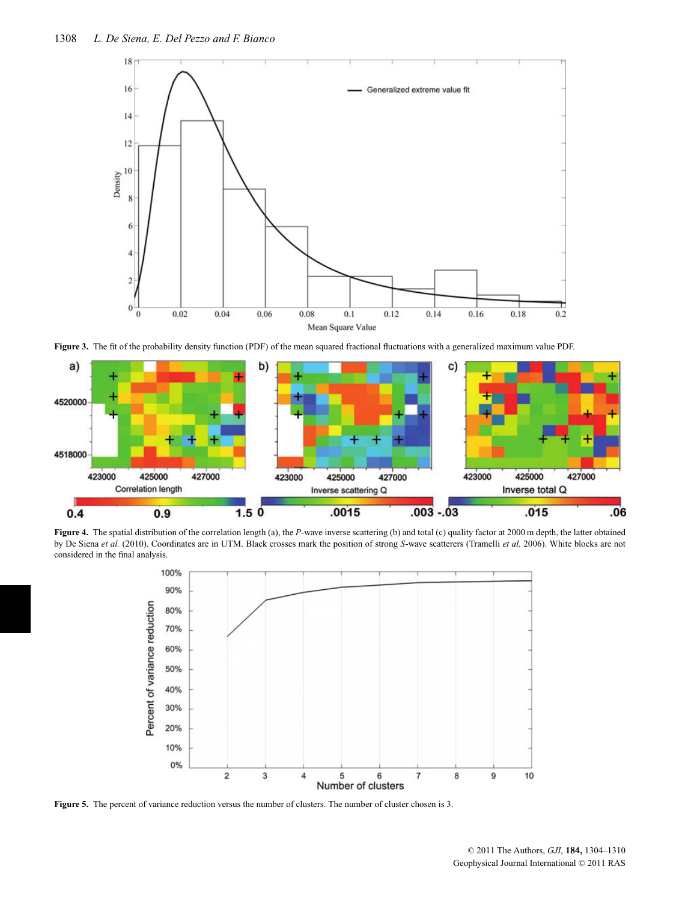**Figure 3.** The fit of the probability density function (PDF) of the mean squared fractional fluctuations with a generalized maximum value PDF.

**Figure 4.** The spatial distribution of the correlation length (a), the *P*-wave inverse scattering (b) and total (c) quality factor at 2000 m depth, the latter obtained by De Siena *et al.* (2010). Coordinates are in UTM. Black crosses mark the position of strong *S*-wave scatterers (Tramelli *et al.* 2006). White blocks are not considered in the final analysis.

**Figure 5.** The percent of variance reduction versus the number of clusters. The number of cluster chosen is 3.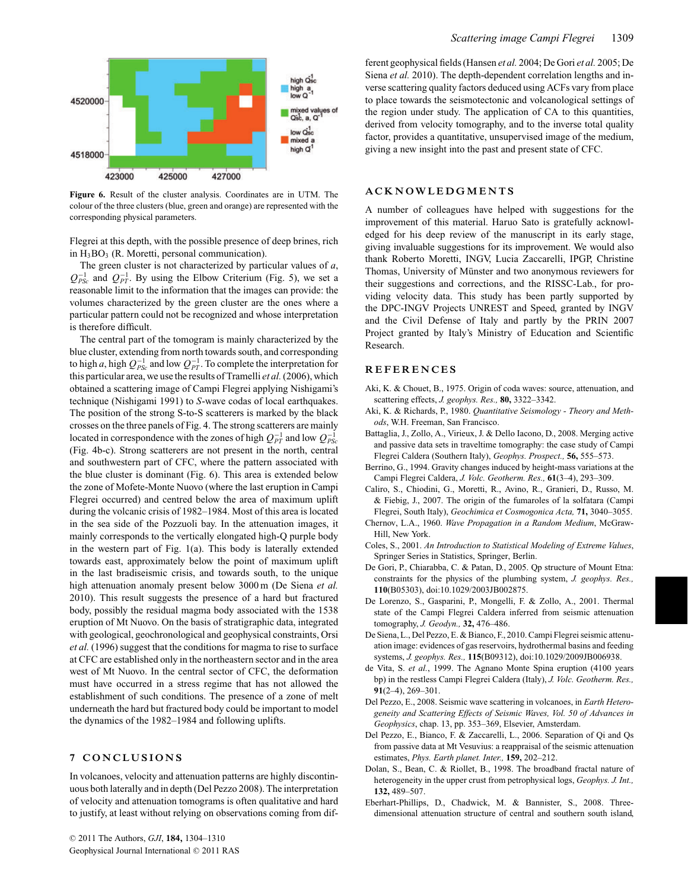**Figure 6.** Result of the cluster analysis. Coordinates are in UTM. The colour of the three clusters (blue, green and orange) are represented with the corresponding physical parameters.

Flegrei at this depth, with the possible presence of deep brines, rich in $H_3BO_3$ (R. Moretti, personal communication).

The green cluster is not characterized by particular values of $a$, $Q_{PSc}^{-1}$ and $Q_{PT}^{-1}$. By using the Elbow Criterium (Fig. 5), we set a reasonable limit to the information that the images can provide: the volumes characterized by the green cluster are the ones where a particular pattern could not be recognized and whose interpretation is therefore difficult.

The central part of the tomogram is mainly characterized by the blue cluster, extending from north towards south, and corresponding to high $a$, high $Q_{PSc}^{-1}$ and low $Q_{PT}^{-1}$. To complete the interpretation for this particular area, we use the results of Tramelli *et al.* (2006), which obtained a scattering image of Campi Flegrei applying Nishigami's technique (Nishigami 1991) to *S*-wave codas of local earthquakes. The position of the strong S-to-S scatterers is marked by the black crosses on the three panels of Fig. 4. The strong scatterers are mainly located in correspondence with the zones of high $Q_{PT}^{-1}$ and low $Q_{PSc}^{-1}$ (Fig. 4b-c). Strong scatterers are not present in the north, central and southwestern part of CFC, where the pattern associated with the blue cluster is dominant (Fig. 6). This area is extended below the zone of Mofete-Monte Nuovo (where the last eruption in Campi Flegrei occurred) and centred below the area of maximum uplift during the volcanic crisis of 1982–1984. Most of this area is located in the sea side of the Pozzuoli bay. In the attenuation images, it mainly corresponds to the vertically elongated high-Q purple body in the western part of Fig. 1(a). This body is laterally extended towards east, approximately below the point of maximum uplift in the last bradiseismic crisis, and towards south, to the unique high attenuation anomaly present below 3000 m (De Siena *et al.* 2010). This result suggests the presence of a hard but fractured body, possibly the residual magma body associated with the 1538 eruption of Mt Nuovo. On the basis of stratigraphic data, integrated with geological, geochronological and geophysical constraints, Orsi *et al.* (1996) suggest that the conditions for magma to rise to surface at CFC are established only in the northeastern sector and in the area west of Mt Nuovo. In the central sector of CFC, the deformation must have occurred in a stress regime that has not allowed the establishment of such conditions. The presence of a zone of melt underneath the hard but fractured body could be important to model the dynamics of the 1982–1984 and following uplifts.

## 7 CONCLUSIONS

In volcanoes, velocity and attenuation patterns are highly discontinuous both laterally and in depth (Del Pezzo 2008). The interpretation of velocity and attenuation tomograms is often qualitative and hard to justify, at least without relying on observations coming from different geophysical fields (Hansen *et al.* 2004; De Gori *et al.* 2005; De Siena *et al.* 2010). The depth-dependent correlation lengths and inverse scattering quality factors deduced using ACFs vary from place to place towards the seismotectonic and volcanological settings of the region under study. The application of CA to this quantities, derived from velocity tomography, and to the inverse total quality factor, provides a quantitative, unsupervised image of the medium, giving a new insight into the past and present state of CFC.

## ACKNOWLEDGMENTS

A number of colleagues have helped with suggestions for the improvement of this material. Haruo Sato is gratefully acknowledged for his deep review of the manuscript in its early stage, giving invaluable suggestions for its improvement. We would also thank Roberto Moretti, INGV, Lucia Zaccarelli, IPGP, Christine Thomas, University of Münster and two anonymous reviewers for their suggestions and corrections, and the RISSC-Lab., for providing velocity data. This study has been partly supported by the DPC-INGV Projects UNREST and Speed, granted by INGV and the Civil Defense of Italy and partly by the PRIN 2007 Project granted by Italy's Ministry of Education and Scientific Research.

## REFERENCES

Aki, K. & Chouet, B., 1975. Origin of coda waves: source, attenuation, and scattering effects, *J. geophys. Res.,* **80,** 3322–3342.

Aki, K. & Richards, P., 1980. *Quantitative Seismology - Theory and Methods*, W.H. Freeman, San Francisco.

Battaglia, J., Zollo, A., Virieux, J. & Dello Iacono, D., 2008. Merging active and passive data sets in traveltime tomography: the case study of Campi Flegrei Caldera (Southern Italy), *Geophys. Prospect.,* **56,** 555–573.

Berrino, G., 1994. Gravity changes induced by height-mass variations at the Campi Flegrei Caldera, *J. Volc. Geotherm. Res.,* **61**(3–4), 293–309.

Caliro, S., Chiodini, G., Moretti, R., Avino, R., Granieri, D., Russo, M. & Fiebig, J., 2007. The origin of the fumaroles of la solfatara (Campi Flegrei, South Italy), *Geochimica et Cosmogonica Acta,* **71,** 3040–3055.

Chernov, L.A., 1960. *Wave Propagation in a Random Medium*, McGraw-Hill, New York.

Coles, S., 2001. *An Introduction to Statistical Modeling of Extreme Values*, Springer Series in Statistics, Springer, Berlin.

De Gori, P., Chiarabba, C. & Patan, D., 2005. Qp structure of Mount Etna: constraints for the physics of the plumbing system, *J. geophys. Res.,* **110**(B05303), doi:10.1029/2003JB002875.

De Lorenzo, S., Gasparini, P., Mongelli, F. & Zollo, A., 2001. Thermal state of the Campi Flegrei Caldera inferred from seismic attenuation tomography, *J. Geodyn.,* **32,** 476–486.

De Siena, L., Del Pezzo, E. & Bianco, F., 2010. Campi Flegrei seismic attenuation image: evidences of gas reservoirs, hydrothermal basins and feeding systems, *J. geophys. Res.,* **115**(B09312), doi:10.1029/2009JB006938.

de Vita, S. *et al.*, 1999. The Agnano Monte Spina eruption (4100 years bp) in the restless Campi Flegrei Caldera (Italy), *J. Volc. Geotherm. Res.,* **91**(2–4), 269–301.

Del Pezzo, E., 2008. Seismic wave scattering in volcanoes, in *Earth Heterogeneity and Scattering Effects of Seismic Waves, Vol. 50 of Advances in Geophysics*, chap. 13, pp. 353–369, Elsevier, Amsterdam.

Del Pezzo, E., Bianco, F. & Zaccarelli, L., 2006. Separation of Qi and Qs from passive data at Mt Vesuvius: a reappraisal of the seismic attenuation estimates, *Phys. Earth planet. Inter.,* **159,** 202–212.

Dolan, S., Bean, C. & Riollet, B., 1998. The broadband fractal nature of heterogeneity in the upper crust from petrophysical logs, *Geophys. J. Int.,* **132,** 489–507.

Eberhart-Phillips, D., Chadwick, M. & Bannister, S., 2008. Three-dimensional attenuation structure of central and southern south island,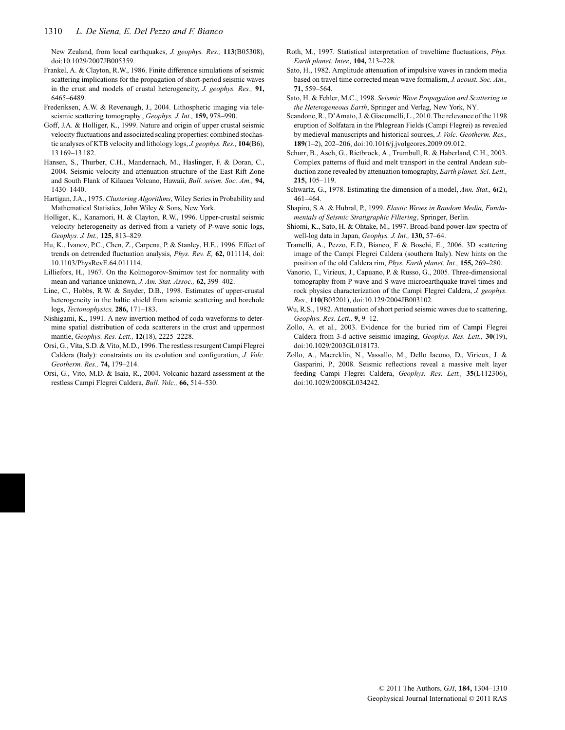New Zealand, from local earthquakes, *J. geophys. Res.,* **113**(B05308), doi:10.1029/2007JB005359.

Frankel, A. & Clayton, R.W., 1986. Finite difference simulations of seismic scattering implications for the propagation of short-period seismic waves in the crust and models of crustal heterogeneity, *J. geophys. Res.,* **91,** 6465–6489.

Frederiksen, A.W. & Revenaugh, J., 2004. Lithospheric imaging via teleseismic scattering tomography., *Geophys. J. Int.,* **159,** 978–990.

Goff, J.A. & Holliger, K., 1999. Nature and origin of upper crustal seismic velocity fluctuations and associated scaling properties: combined stochastic analyses of KTB velocity and lithology logs, *J. geophys. Res.,* **104**(B6), 13 169–13 182.

Hansen, S., Thurber, C.H., Mandernach, M., Haslinger, F. & Doran, C., 2004. Seismic velocity and attenuation structure of the East Rift Zone and South Flank of Kilauea Volcano, Hawaii, *Bull. seism. Soc. Am.,* **94,** 1430–1440.

Hartigan, J.A., 1975. *Clustering Algorithms*, Wiley Series in Probability and Mathematical Statistics, John Wiley & Sons, New York.

Holliger, K., Kanamori, H. & Clayton, R.W., 1996. Upper-crustal seismic velocity heterogeneity as derived from a variety of P-wave sonic logs, *Geophys. J. Int.,* **125,** 813–829.

Hu, K., Ivanov, P.C., Chen, Z., Carpena, P. & Stanley, H.E., 1996. Effect of trends on detrended fluctuation analysis, *Phys. Rev. E,* **62,** 011114, doi: 10.1103/PhysRevE.64.011114.

Lilliefors, H., 1967. On the Kolmogorov-Smirnov test for normality with mean and variance unknown, *J. Am. Stat. Assoc.,* **62,** 399–402.

Line, C., Hobbs, R.W. & Snyder, D.B., 1998. Estimates of upper-crustal heterogeneity in the baltic shield from seismic scattering and borehole logs, *Tectonophysics,* **286,** 171–183.

Nishigami, K., 1991. A new invertion method of coda waveforms to determine spatial distribution of coda scatterers in the crust and uppermost mantle, *Geophys. Res. Lett.,* **12**(18), 2225–2228.

Orsi, G., Vita, S.D. & Vito, M.D., 1996. The restless resurgent Campi Flegrei Caldera (Italy): constraints on its evolution and configuration, *J. Volc. Geotherm. Res.,* **74,** 179–214.

Orsi, G., Vito, M.D. & Isaia, R., 2004. Volcanic hazard assessment at the restless Campi Flegrei Caldera, *Bull. Volc.,* **66,** 514–530.

Roth, M., 1997. Statistical interpretation of traveltime fluctuations, *Phys. Earth planet. Inter.,* **104,** 213–228.

Sato, H., 1982. Amplitude attenuation of impulsive waves in random media based on travel time corrected mean wave formalism, *J. acoust. Soc. Am.,* **71,** 559–564.

Sato, H. & Fehler, M.C., 1998. *Seismic Wave Propagation and Scattering in the Heterogeneous Earth*, Springer and Verlag, New York, NY.

Scandone, R., D'Amato, J. & Giacomelli, L., 2010. The relevance of the 1198 eruption of Solfatara in the Phlegrean Fields (Campi Flegrei) as revealed by medieval manuscripts and historical sources, *J. Volc. Geotherm. Res.,* **189**(1–2), 202–206, doi:10.1016/j.jvolgeores.2009.09.012.

Schurr, B., Asch, G., Rietbrock, A., Trumbull, R. & Haberland, C.H., 2003. Complex patterns of fluid and melt transport in the central Andean subduction zone revealed by attenuation tomography, *Earth planet. Sci. Lett.,* **215,** 105–119.

Schwartz, G., 1978. Estimating the dimension of a model, *Ann. Stat.,* **6**(2), 461–464.

Shapiro, S.A. & Hubral, P., 1999. *Elastic Waves in Random Media, Fundamentals of Seismic Stratigraphic Filtering*, Springer, Berlin.

Shiomi, K., Sato, H. & Ohtake, M., 1997. Broad-band power-law spectra of well-log data in Japan, *Geophys. J. Int.,* **130,** 57–64.

Tramelli, A., Pezzo, E.D., Bianco, F. & Boschi, E., 2006. 3D scattering image of the Campi Flegrei Caldera (southern Italy). New hints on the position of the old Caldera rim, *Phys. Earth planet. Int.,* **155,** 269–280.

Vanorio, T., Virieux, J., Capuano, P. & Russo, G., 2005. Three-dimensional tomography from P wave and S wave microearthquake travel times and rock physics characterization of the Campi Flegrei Caldera, *J. geophys. Res.,* **110**(B03201), doi:10.129/2004JB003102.

Wu, R.S., 1982. Attenuation of short period seismic waves due to scattering, *Geophys. Res. Lett.,* **9,** 9–12.

Zollo, A. et al., 2003. Evidence for the buried rim of Campi Flegrei Caldera from 3-d active seismic imaging, *Geophys. Res. Lett.,* **30**(19), doi:10.1029/2003GL018173.

Zollo, A., Maercklin, N., Vassallo, M., Dello Iacono, D., Virieux, J. & Gasparini, P., 2008. Seismic reflections reveal a massive melt layer feeding Campi Flegrei Caldera, *Geophys. Res. Lett.,* **35**(L112306), doi:10.1029/2008GL034242.